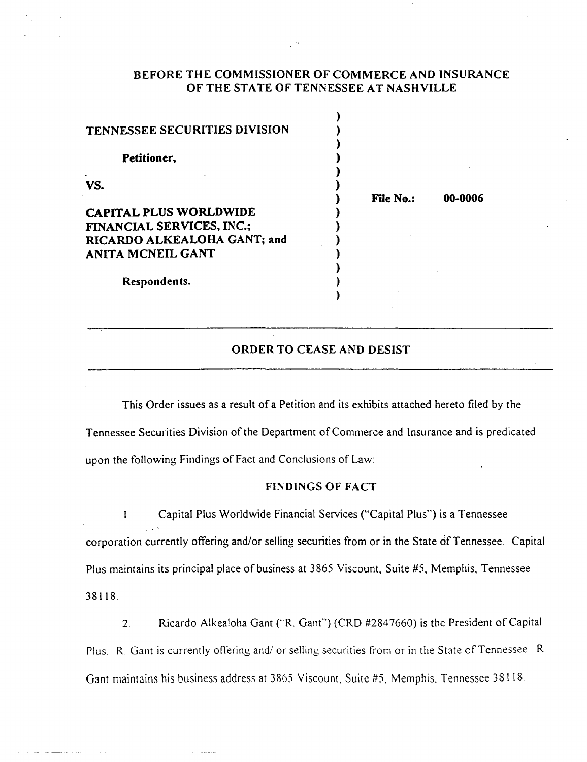**BEFORE THE COMMISSIONER OF COMMERCE AND INSURANCE OF THE STATE OF TENNESSEE AT NASHVILLE**

| | |
|---|---|
| **TENNESSEE SECURITIES DIVISION** | |
| **Petitioner,** | |
| **VS.** | **File No.: 00-0006** |
| **CAPITAL PLUS WORLDWIDE FINANCIAL SERVICES, INC.; RICARDO ALKEALOHA GANT; and ANITA MCNEIL GANT** | |
| **Respondents.** | |

---

## ORDER TO CEASE AND DESIST

---

This Order issues as a result of a Petition and its exhibits attached hereto filed by the Tennessee Securities Division of the Department of Commerce and Insurance and is predicated upon the following Findings of Fact and Conclusions of Law:

### FINDINGS OF FACT

1. Capital Plus Worldwide Financial Services ("Capital Plus") is a Tennessee corporation currently offering and/or selling securities from or in the State of Tennessee. Capital Plus maintains its principal place of business at 3865 Viscount, Suite #5, Memphis, Tennessee 38118.

2. Ricardo Alkealoha Gant ("R. Gant") (CRD #2847660) is the President of Capital Plus. R. Gant is currently offering and/ or selling securities from or in the State of Tennessee. R. Gant maintains his business address at 3865 Viscount, Suite #5, Memphis, Tennessee 38118.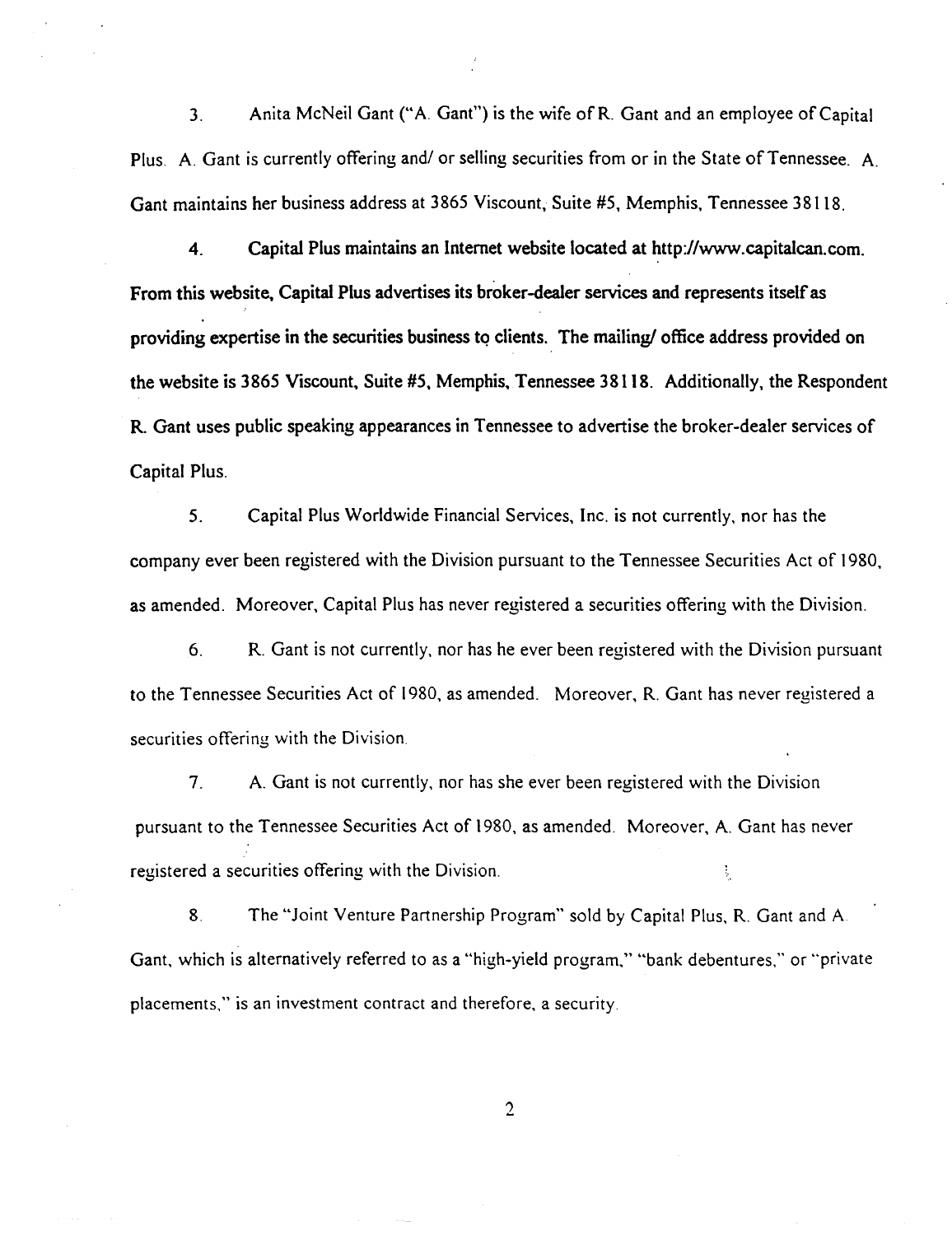3. Anita McNeil Gant ("A. Gant") is the wife of R. Gant and an employee of Capital Plus. A. Gant is currently offering and/ or selling securities from or in the State of Tennessee. A. Gant maintains her business address at 3865 Viscount, Suite #5, Memphis, Tennessee 38118.

4. **Capital Plus maintains an Internet website located at http://www.capitalcan.com. From this website, Capital Plus advertises its broker-dealer services and represents itself as providing expertise in the securities business to clients. The mailing/ office address provided on the website is 3865 Viscount, Suite #5, Memphis, Tennessee 38118. Additionally, the Respondent R. Gant uses public speaking appearances in Tennessee to advertise the broker-dealer services of** Capital Plus.

5. Capital Plus Worldwide Financial Services, Inc. is not currently, nor has the company ever been registered with the Division pursuant to the Tennessee Securities Act of 1980, as amended. Moreover, Capital Plus has never registered a securities offering with the Division.

6. R. Gant is not currently, nor has he ever been registered with the Division pursuant to the Tennessee Securities Act of 1980, as amended. Moreover, R. Gant has never registered a securities offering with the Division.

7. A. Gant is not currently, nor has she ever been registered with the Division pursuant to the Tennessee Securities Act of 1980, as amended. Moreover, A. Gant has never registered a securities offering with the Division.

8. The "Joint Venture Partnership Program" sold by Capital Plus, R. Gant and A. Gant, which is alternatively referred to as a "high-yield program," "bank debentures," or "private placements," is an investment contract and therefore, a security.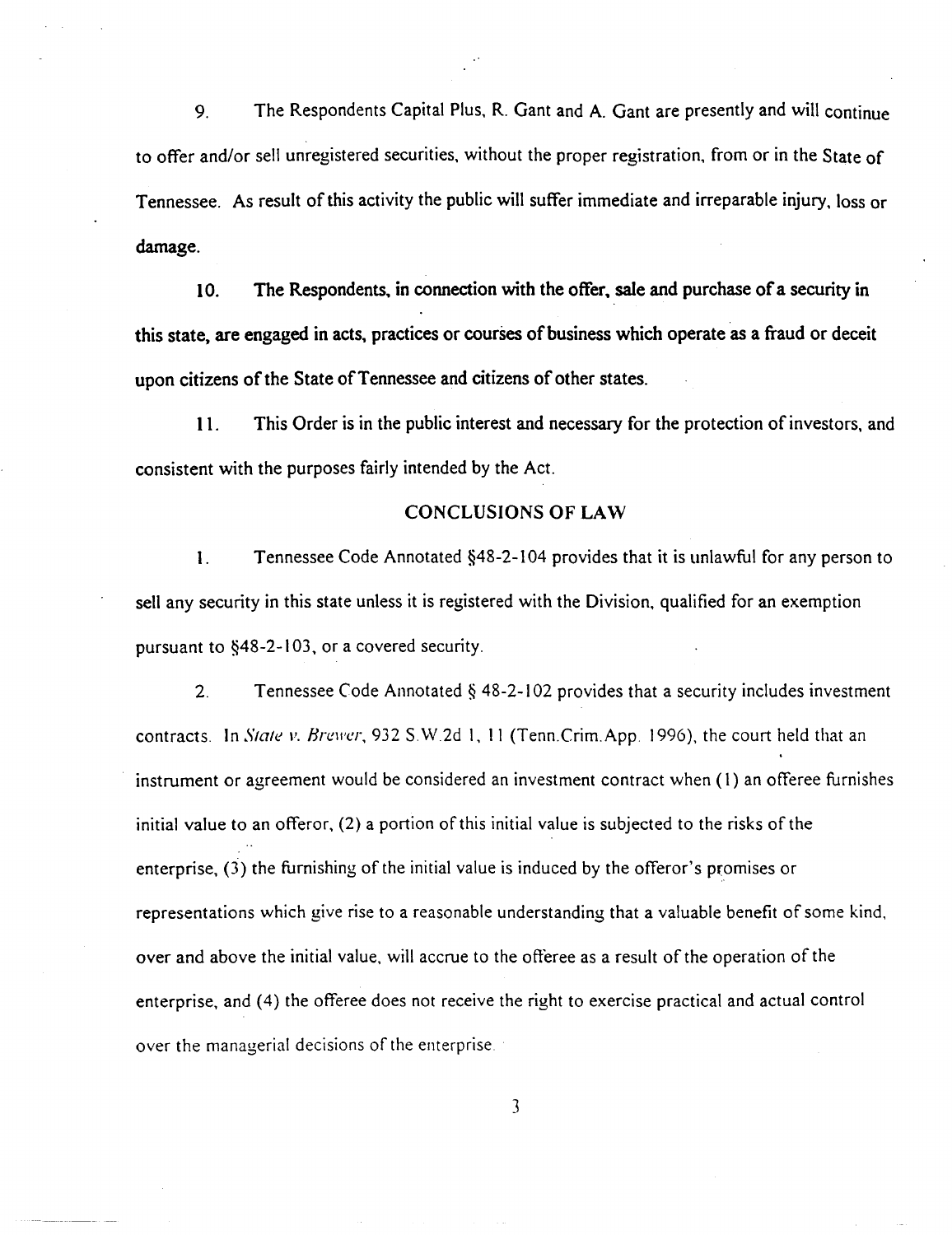9. The Respondents Capital Plus, R. Gant and A. Gant are presently and will continue to offer and/or sell unregistered securities, without the proper registration, from or in the State of Tennessee. As result of this activity the public will suffer immediate and irreparable injury, loss or damage.

**10. The Respondents, in connection with the offer, sale and purchase of a security in this state, are engaged in acts, practices or courses of business which operate as a fraud or deceit upon citizens of the State of Tennessee and citizens of other states.**

11. This Order is in the public interest and necessary for the protection of investors, and consistent with the purposes fairly intended by the Act.

## CONCLUSIONS OF LAW

1. Tennessee Code Annotated §48-2-104 provides that it is unlawful for any person to sell any security in this state unless it is registered with the Division, qualified for an exemption pursuant to §48-2-103, or a covered security.

2. Tennessee Code Annotated § 48-2-102 provides that a security includes investment contracts. In *State v. Brewer*, 932 S.W.2d 1, 11 (Tenn.Crim.App. 1996), the court held that an instrument or agreement would be considered an investment contract when (1) an offeree furnishes initial value to an offeror, (2) a portion of this initial value is subjected to the risks of the enterprise, (3) the furnishing of the initial value is induced by the offeror's promises or representations which give rise to a reasonable understanding that a valuable benefit of some kind, over and above the initial value, will accrue to the offeree as a result of the operation of the enterprise, and (4) the offeree does not receive the right to exercise practical and actual control over the managerial decisions of the enterprise.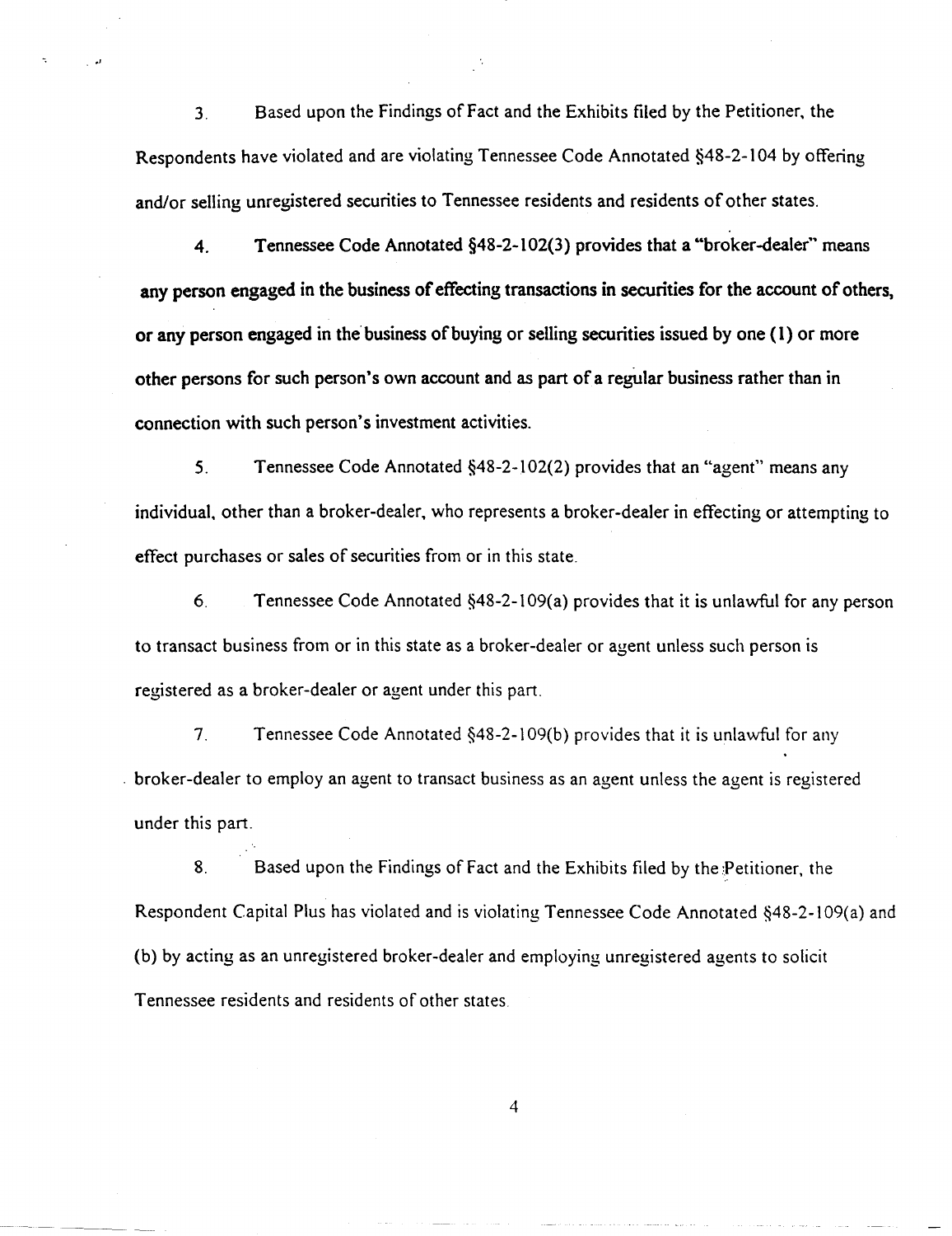3. Based upon the Findings of Fact and the Exhibits filed by the Petitioner, the Respondents have violated and are violating Tennessee Code Annotated §48-2-104 by offering and/or selling unregistered securities to Tennessee residents and residents of other states.

4. Tennessee Code Annotated §48-2-102(3) provides that a "broker-dealer" means any person engaged in the business of effecting transactions in securities for the account of others, or any person engaged in the business of buying or selling securities issued by one (1) or more other persons for such person's own account and as part of a regular business rather than in connection with such person's investment activities.

5. Tennessee Code Annotated §48-2-102(2) provides that an "agent" means any individual, other than a broker-dealer, who represents a broker-dealer in effecting or attempting to effect purchases or sales of securities from or in this state.

6. Tennessee Code Annotated §48-2-109(a) provides that it is unlawful for any person to transact business from or in this state as a broker-dealer or agent unless such person is registered as a broker-dealer or agent under this part.

7. Tennessee Code Annotated §48-2-109(b) provides that it is unlawful for any broker-dealer to employ an agent to transact business as an agent unless the agent is registered under this part.

8. Based upon the Findings of Fact and the Exhibits filed by the Petitioner, the Respondent Capital Plus has violated and is violating Tennessee Code Annotated §48-2-109(a) and (b) by acting as an unregistered broker-dealer and employing unregistered agents to solicit Tennessee residents and residents of other states.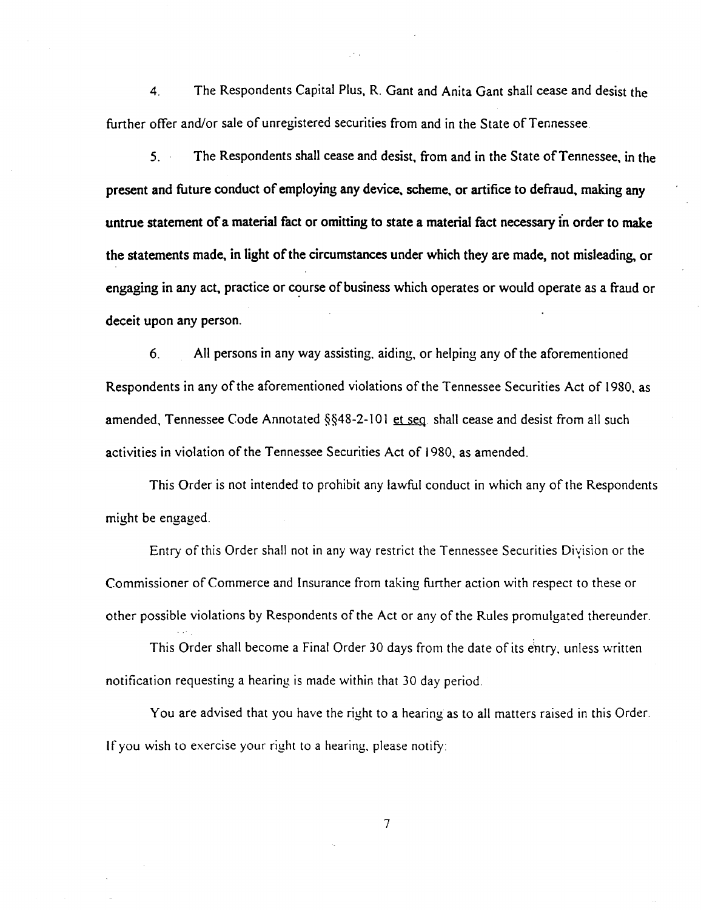4. The Respondents Capital Plus, R. Gant and Anita Gant shall cease and desist the further offer and/or sale of unregistered securities from and in the State of Tennessee.

5. The Respondents shall cease and desist, from and in the State of Tennessee, in the present and future conduct of employing any device, scheme, or artifice to defraud, making any untrue statement of a material fact or omitting to state a material fact necessary in order to make the statements made, in light of the circumstances under which they are made, not misleading, or engaging in any act, practice or course of business which operates or would operate as a fraud or deceit upon any person.

6. All persons in any way assisting, aiding, or helping any of the aforementioned Respondents in any of the aforementioned violations of the Tennessee Securities Act of 1980, as amended, Tennessee Code Annotated §§48-2-101 et seq. shall cease and desist from all such activities in violation of the Tennessee Securities Act of 1980, as amended.

This Order is not intended to prohibit any lawful conduct in which any of the Respondents might be engaged.

Entry of this Order shall not in any way restrict the Tennessee Securities Division or the Commissioner of Commerce and Insurance from taking further action with respect to these or other possible violations by Respondents of the Act or any of the Rules promulgated thereunder.

This Order shall become a Final Order 30 days from the date of its entry, unless written notification requesting a hearing is made within that 30 day period.

You are advised that you have the right to a hearing as to all matters raised in this Order. If you wish to exercise your right to a hearing, please notify: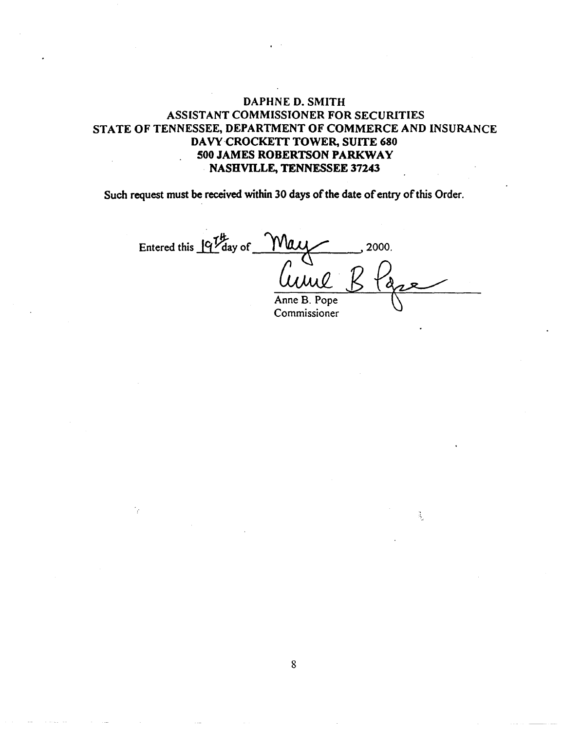**DAPHNE D. SMITH**
**ASSISTANT COMMISSIONER FOR SECURITIES**
**STATE OF TENNESSEE, DEPARTMENT OF COMMERCE AND INSURANCE**
**DAVY CROCKETT TOWER, SUITE 680**
**500 JAMES ROBERTSON PARKWAY**
**NASHVILLE, TENNESSEE 37243**

**Such request must be received within 30 days of the date of entry of this Order.**

Entered this 19th day of May, 2000.

Anne B. Pope
Commissioner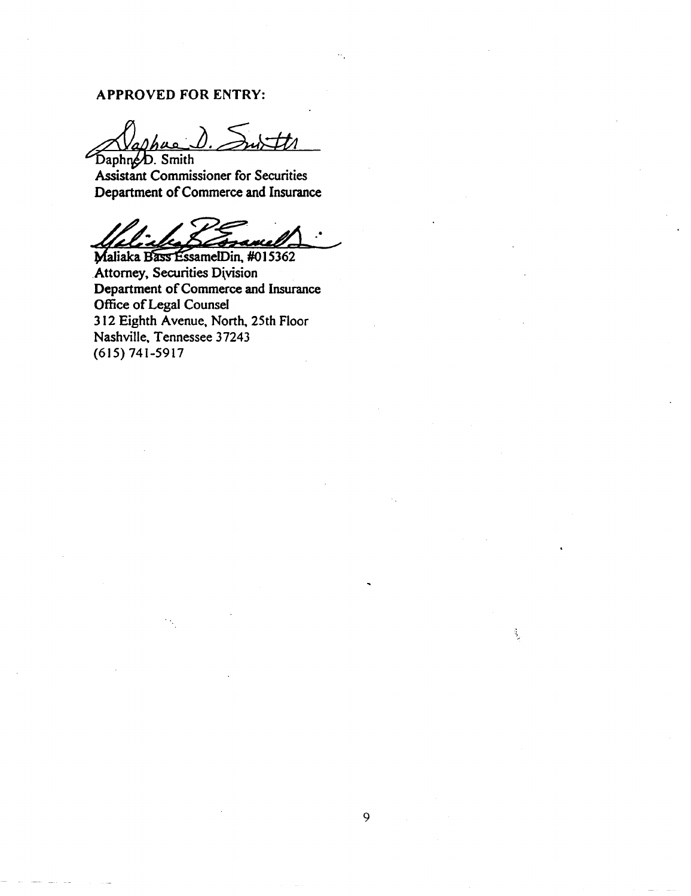**APPROVED FOR ENTRY:**

Daphne D. Smith
Assistant Commissioner for Securities
Department of Commerce and Insurance

Maliaka Bass EssamelDin, #015362
Attorney, Securities Division
Department of Commerce and Insurance
Office of Legal Counsel
312 Eighth Avenue, North, 25th Floor
Nashville, Tennessee 37243
(615) 741-5917